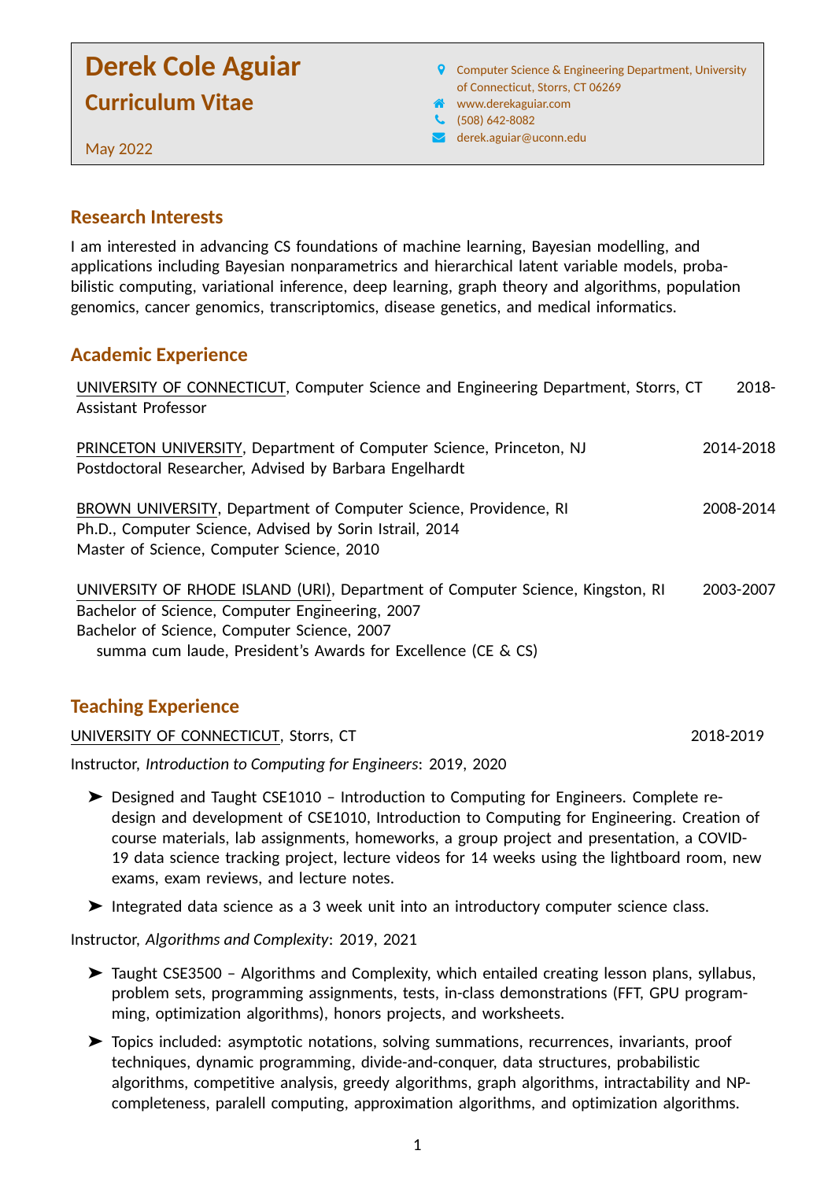# Derek Cole Aguiar

## Curriculum Vitae

May 2022

Computer Science & Engineering Department, University of Connecticut, Storrs, CT 06269
www.derekaguiar.com
(508) 642-8082
derek.aguiar@uconn.edu

## Research Interests

I am interested in advancing CS foundations of machine learning, Bayesian modelling, and applications including Bayesian nonparametrics and hierarchical latent variable models, probabilistic computing, variational inference, deep learning, graph theory and algorithms, population genomics, cancer genomics, transcriptomics, disease genetics, and medical informatics.

## Academic Experience

UNIVERSITY OF CONNECTICUT, Computer Science and Engineering Department, Storrs, CT — 2018-
Assistant Professor

PRINCETON UNIVERSITY, Department of Computer Science, Princeton, NJ — 2014-2018
Postdoctoral Researcher, Advised by Barbara Engelhardt

BROWN UNIVERSITY, Department of Computer Science, Providence, RI — 2008-2014
Ph.D., Computer Science, Advised by Sorin Istrail, 2014
Master of Science, Computer Science, 2010

UNIVERSITY OF RHODE ISLAND (URI), Department of Computer Science, Kingston, RI — 2003-2007
Bachelor of Science, Computer Engineering, 2007
Bachelor of Science, Computer Science, 2007
summa cum laude, President's Awards for Excellence (CE & CS)

## Teaching Experience

UNIVERSITY OF CONNECTICUT, Storrs, CT — 2018-2019

Instructor, *Introduction to Computing for Engineers*: 2019, 2020

- Designed and Taught CSE1010 – Introduction to Computing for Engineers. Complete redesign and development of CSE1010, Introduction to Computing for Engineering. Creation of course materials, lab assignments, homeworks, a group project and presentation, a COVID-19 data science tracking project, lecture videos for 14 weeks using the lightboard room, new exams, exam reviews, and lecture notes.
- Integrated data science as a 3 week unit into an introductory computer science class.

Instructor, *Algorithms and Complexity*: 2019, 2021

- Taught CSE3500 – Algorithms and Complexity, which entailed creating lesson plans, syllabus, problem sets, programming assignments, tests, in-class demonstrations (FFT, GPU programming, optimization algorithms), honors projects, and worksheets.
- Topics included: asymptotic notations, solving summations, recurrences, invariants, proof techniques, dynamic programming, divide-and-conquer, data structures, probabilistic algorithms, competitive analysis, greedy algorithms, graph algorithms, intractability and NP-completeness, paralell computing, approximation algorithms, and optimization algorithms.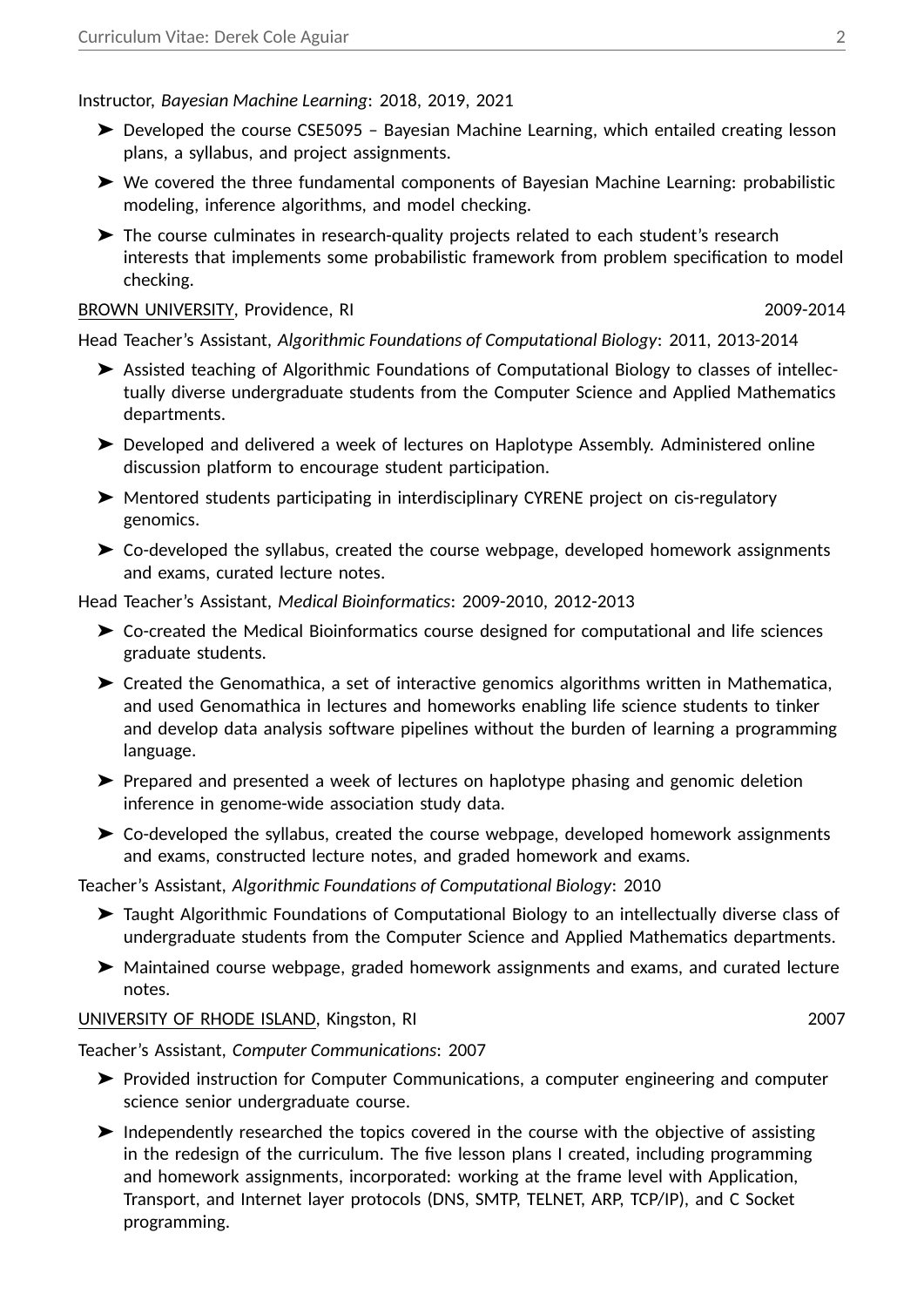Instructor, *Bayesian Machine Learning*: 2018, 2019, 2021

- Developed the course CSE5095 – Bayesian Machine Learning, which entailed creating lesson plans, a syllabus, and project assignments.
- We covered the three fundamental components of Bayesian Machine Learning: probabilistic modeling, inference algorithms, and model checking.
- The course culminates in research-quality projects related to each student's research interests that implements some probabilistic framework from problem specification to model checking.

<u>BROWN UNIVERSITY</u>, Providence, RI 2009-2014

Head Teacher's Assistant, *Algorithmic Foundations of Computational Biology*: 2011, 2013-2014

- Assisted teaching of Algorithmic Foundations of Computational Biology to classes of intellectually diverse undergraduate students from the Computer Science and Applied Mathematics departments.
- Developed and delivered a week of lectures on Haplotype Assembly. Administered online discussion platform to encourage student participation.
- Mentored students participating in interdisciplinary CYRENE project on cis-regulatory genomics.
- Co-developed the syllabus, created the course webpage, developed homework assignments and exams, curated lecture notes.

Head Teacher's Assistant, *Medical Bioinformatics*: 2009-2010, 2012-2013

- Co-created the Medical Bioinformatics course designed for computational and life sciences graduate students.
- Created the Genomathica, a set of interactive genomics algorithms written in Mathematica, and used Genomathica in lectures and homeworks enabling life science students to tinker and develop data analysis software pipelines without the burden of learning a programming language.
- Prepared and presented a week of lectures on haplotype phasing and genomic deletion inference in genome-wide association study data.
- Co-developed the syllabus, created the course webpage, developed homework assignments and exams, constructed lecture notes, and graded homework and exams.

Teacher's Assistant, *Algorithmic Foundations of Computational Biology*: 2010

- Taught Algorithmic Foundations of Computational Biology to an intellectually diverse class of undergraduate students from the Computer Science and Applied Mathematics departments.
- Maintained course webpage, graded homework assignments and exams, and curated lecture notes.

<u>UNIVERSITY OF RHODE ISLAND</u>, Kingston, RI 2007

Teacher's Assistant, *Computer Communications*: 2007

- Provided instruction for Computer Communications, a computer engineering and computer science senior undergraduate course.
- Independently researched the topics covered in the course with the objective of assisting in the redesign of the curriculum. The five lesson plans I created, including programming and homework assignments, incorporated: working at the frame level with Application, Transport, and Internet layer protocols (DNS, SMTP, TELNET, ARP, TCP/IP), and C Socket programming.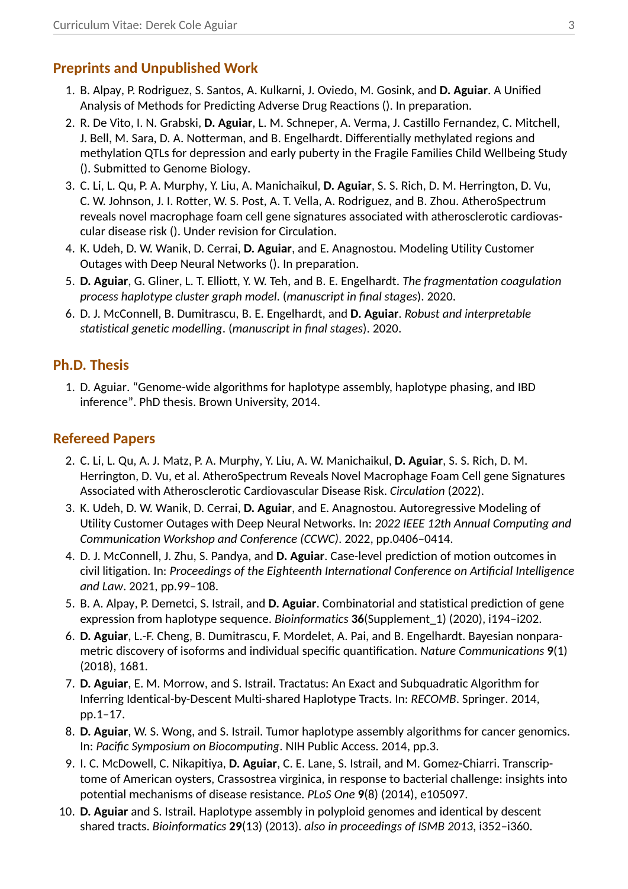## Preprints and Unpublished Work

1. B. Alpay, P. Rodriguez, S. Santos, A. Kulkarni, J. Oviedo, M. Gosink, and **D. Aguiar**. A Unified Analysis of Methods for Predicting Adverse Drug Reactions (). In preparation.
2. R. De Vito, I. N. Grabski, **D. Aguiar**, L. M. Schneper, A. Verma, J. Castillo Fernandez, C. Mitchell, J. Bell, M. Sara, D. A. Notterman, and B. Engelhardt. Differentially methylated regions and methylation QTLs for depression and early puberty in the Fragile Families Child Wellbeing Study (). Submitted to Genome Biology.
3. C. Li, L. Qu, P. A. Murphy, Y. Liu, A. Manichaikul, **D. Aguiar**, S. S. Rich, D. M. Herrington, D. Vu, C. W. Johnson, J. I. Rotter, W. S. Post, A. T. Vella, A. Rodriguez, and B. Zhou. AtheroSpectrum reveals novel macrophage foam cell gene signatures associated with atherosclerotic cardiovascular disease risk (). Under revision for Circulation.
4. K. Udeh, D. W. Wanik, D. Cerrai, **D. Aguiar**, and E. Anagnostou. Modeling Utility Customer Outages with Deep Neural Networks (). In preparation.
5. **D. Aguiar**, G. Gliner, L. T. Elliott, Y. W. Teh, and B. E. Engelhardt. *The fragmentation coagulation process haplotype cluster graph model*. (*manuscript in final stages*). 2020.
6. D. J. McConnell, B. Dumitrascu, B. E. Engelhardt, and **D. Aguiar**. *Robust and interpretable statistical genetic modelling*. (*manuscript in final stages*). 2020.

## Ph.D. Thesis

1. D. Aguiar. "Genome-wide algorithms for haplotype assembly, haplotype phasing, and IBD inference". PhD thesis. Brown University, 2014.

## Refereed Papers

2. C. Li, L. Qu, A. J. Matz, P. A. Murphy, Y. Liu, A. W. Manichaikul, **D. Aguiar**, S. S. Rich, D. M. Herrington, D. Vu, et al. AtheroSpectrum Reveals Novel Macrophage Foam Cell gene Signatures Associated with Atherosclerotic Cardiovascular Disease Risk. *Circulation* (2022).
3. K. Udeh, D. W. Wanik, D. Cerrai, **D. Aguiar**, and E. Anagnostou. Autoregressive Modeling of Utility Customer Outages with Deep Neural Networks. In: *2022 IEEE 12th Annual Computing and Communication Workshop and Conference (CCWC)*. 2022, pp.0406–0414.
4. D. J. McConnell, J. Zhu, S. Pandya, and **D. Aguiar**. Case-level prediction of motion outcomes in civil litigation. In: *Proceedings of the Eighteenth International Conference on Artificial Intelligence and Law*. 2021, pp.99–108.
5. B. A. Alpay, P. Demetci, S. Istrail, and **D. Aguiar**. Combinatorial and statistical prediction of gene expression from haplotype sequence. *Bioinformatics* **36**(Supplement_1) (2020), i194–i202.
6. **D. Aguiar**, L.-F. Cheng, B. Dumitrascu, F. Mordelet, A. Pai, and B. Engelhardt. Bayesian nonparametric discovery of isoforms and individual specific quantification. *Nature Communications* **9**(1) (2018), 1681.
7. **D. Aguiar**, E. M. Morrow, and S. Istrail. Tractatus: An Exact and Subquadratic Algorithm for Inferring Identical-by-Descent Multi-shared Haplotype Tracts. In: *RECOMB*. Springer. 2014, pp.1–17.
8. **D. Aguiar**, W. S. Wong, and S. Istrail. Tumor haplotype assembly algorithms for cancer genomics. In: *Pacific Symposium on Biocomputing*. NIH Public Access. 2014, pp.3.
9. I. C. McDowell, C. Nikapitiya, **D. Aguiar**, C. E. Lane, S. Istrail, and M. Gomez-Chiarri. Transcriptome of American oysters, Crassostrea virginica, in response to bacterial challenge: insights into potential mechanisms of disease resistance. *PLoS One* **9**(8) (2014), e105097.
10. **D. Aguiar** and S. Istrail. Haplotype assembly in polyploid genomes and identical by descent shared tracts. *Bioinformatics* **29**(13) (2013). *also in proceedings of ISMB 2013*, i352–i360.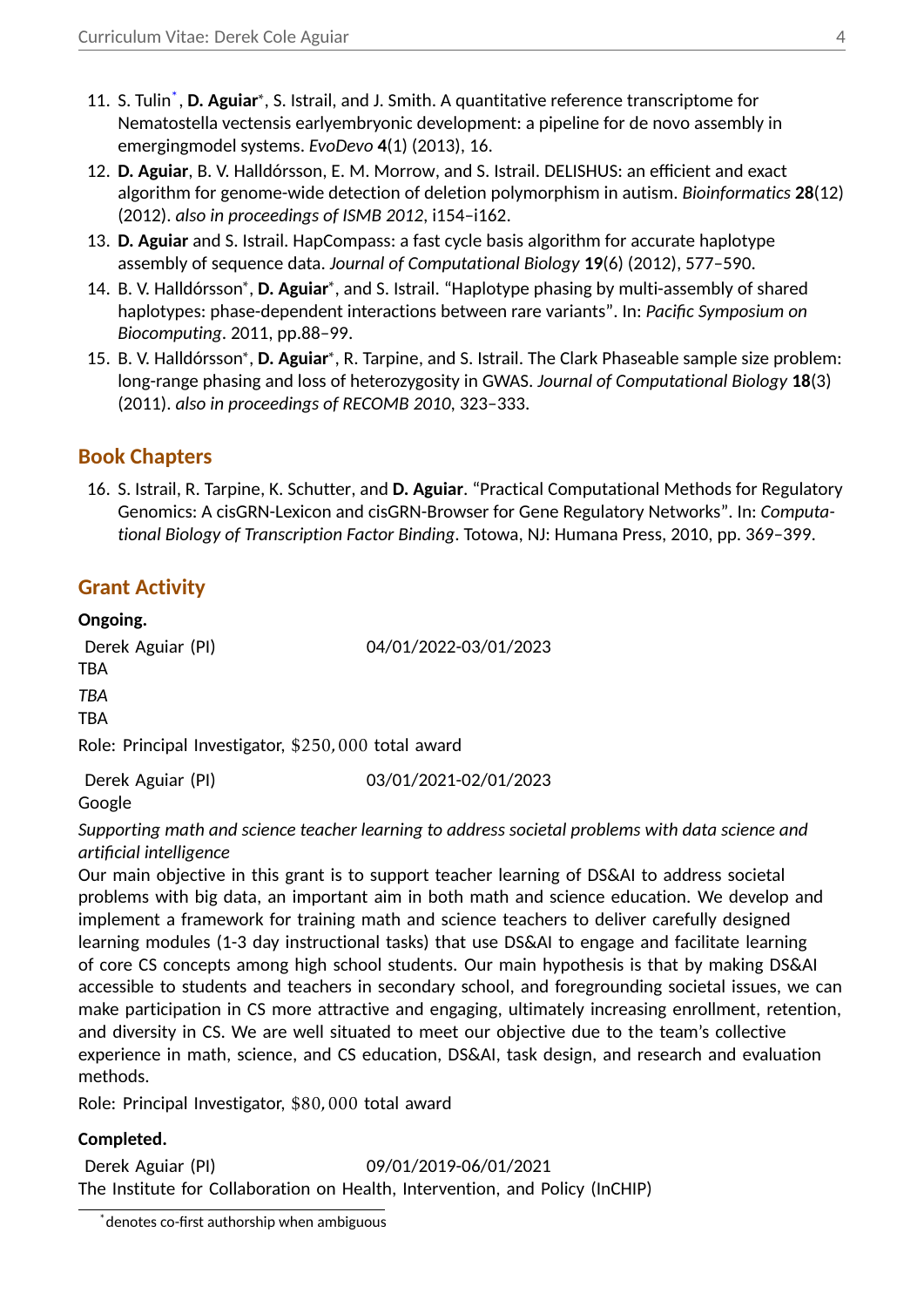11. S. Tulin[*], **D. Aguiar**[*], S. Istrail, and J. Smith. A quantitative reference transcriptome for Nematostella vectensis earlyembryonic development: a pipeline for de novo assembly in emergingmodel systems. *EvoDevo* **4**(1) (2013), 16.
12. **D. Aguiar**, B. V. Halldórsson, E. M. Morrow, and S. Istrail. DELISHUS: an efficient and exact algorithm for genome-wide detection of deletion polymorphism in autism. *Bioinformatics* **28**(12) (2012). *also in proceedings of ISMB 2012*, i154–i162.
13. **D. Aguiar** and S. Istrail. HapCompass: a fast cycle basis algorithm for accurate haplotype assembly of sequence data. *Journal of Computational Biology* **19**(6) (2012), 577–590.
14. B. V. Halldórsson[*], **D. Aguiar**[*], and S. Istrail. "Haplotype phasing by multi-assembly of shared haplotypes: phase-dependent interactions between rare variants". In: *Pacific Symposium on Biocomputing*. 2011, pp.88–99.
15. B. V. Halldórsson[*], **D. Aguiar**[*], R. Tarpine, and S. Istrail. The Clark Phaseable sample size problem: long-range phasing and loss of heterozygosity in GWAS. *Journal of Computational Biology* **18**(3) (2011). *also in proceedings of RECOMB 2010*, 323–333.

## Book Chapters

16. S. Istrail, R. Tarpine, K. Schutter, and **D. Aguiar**. "Practical Computational Methods for Regulatory Genomics: A cisGRN-Lexicon and cisGRN-Browser for Gene Regulatory Networks". In: *Computational Biology of Transcription Factor Binding*. Totowa, NJ: Humana Press, 2010, pp. 369–399.

## Grant Activity

**Ongoing.**

Derek Aguiar (PI) 04/01/2022-03/01/2023
TBA
*TBA*
TBA
Role: Principal Investigator, $\$250,000$ total award

Derek Aguiar (PI) 03/01/2021-02/01/2023
Google
*Supporting math and science teacher learning to address societal problems with data science and artificial intelligence*
Our main objective in this grant is to support teacher learning of DS&AI to address societal problems with big data, an important aim in both math and science education. We develop and implement a framework for training math and science teachers to deliver carefully designed learning modules (1-3 day instructional tasks) that use DS&AI to engage and facilitate learning of core CS concepts among high school students. Our main hypothesis is that by making DS&AI accessible to students and teachers in secondary school, and foregrounding societal issues, we can make participation in CS more attractive and engaging, ultimately increasing enrollment, retention, and diversity in CS. We are well situated to meet our objective due to the team's collective experience in math, science, and CS education, DS&AI, task design, and research and evaluation methods.
Role: Principal Investigator, $\$80,000$ total award

**Completed.**

Derek Aguiar (PI) 09/01/2019-06/01/2021
The Institute for Collaboration on Health, Intervention, and Policy (InCHIP)

[*] denotes co-first authorship when ambiguous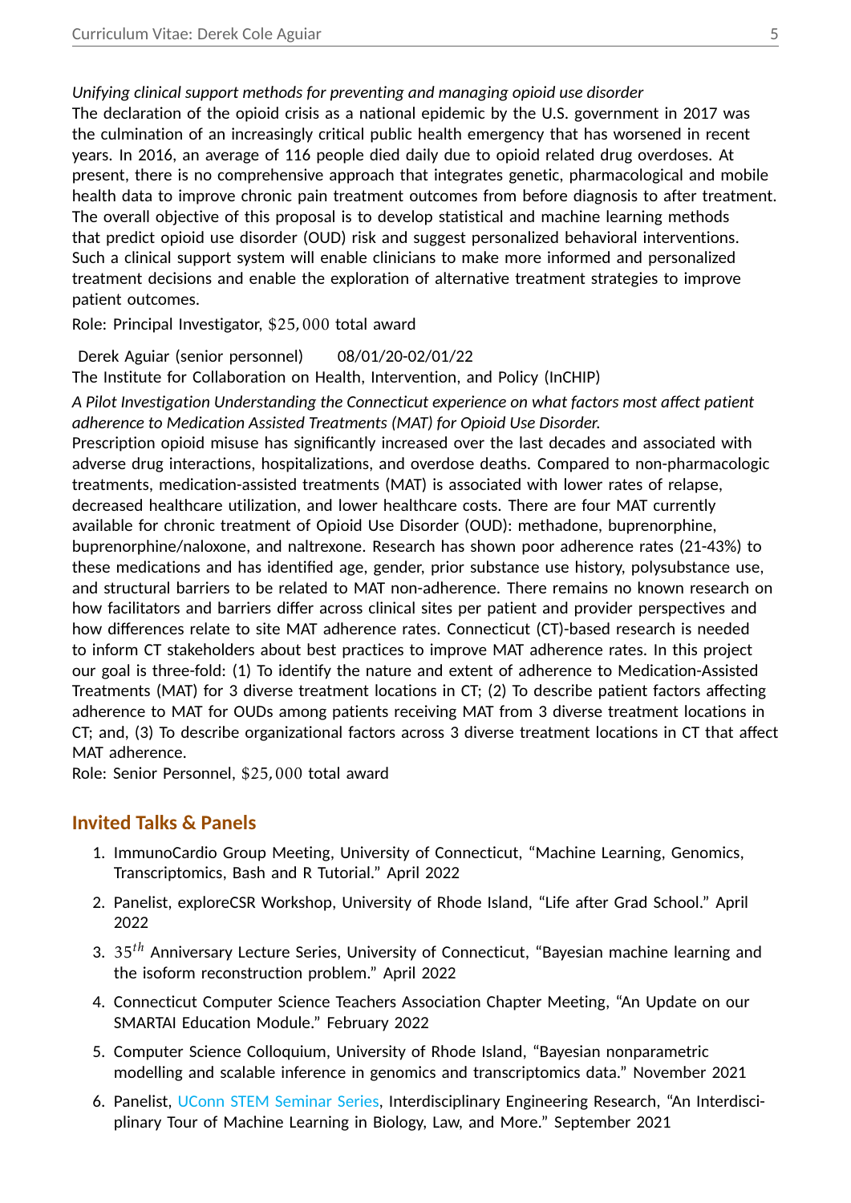*Unifying clinical support methods for preventing and managing opioid use disorder*
The declaration of the opioid crisis as a national epidemic by the U.S. government in 2017 was the culmination of an increasingly critical public health emergency that has worsened in recent years. In 2016, an average of 116 people died daily due to opioid related drug overdoses. At present, there is no comprehensive approach that integrates genetic, pharmacological and mobile health data to improve chronic pain treatment outcomes from before diagnosis to after treatment. The overall objective of this proposal is to develop statistical and machine learning methods that predict opioid use disorder (OUD) risk and suggest personalized behavioral interventions. Such a clinical support system will enable clinicians to make more informed and personalized treatment decisions and enable the exploration of alternative treatment strategies to improve patient outcomes.
Role: Principal Investigator, $\$25,000$ total award

Derek Aguiar (senior personnel) 08/01/20-02/01/22
The Institute for Collaboration on Health, Intervention, and Policy (InCHIP)
*A Pilot Investigation Understanding the Connecticut experience on what factors most affect patient adherence to Medication Assisted Treatments (MAT) for Opioid Use Disorder.*
Prescription opioid misuse has significantly increased over the last decades and associated with adverse drug interactions, hospitalizations, and overdose deaths. Compared to non-pharmacologic treatments, medication-assisted treatments (MAT) is associated with lower rates of relapse, decreased healthcare utilization, and lower healthcare costs. There are four MAT currently available for chronic treatment of Opioid Use Disorder (OUD): methadone, buprenorphine, buprenorphine/naloxone, and naltrexone. Research has shown poor adherence rates (21-43%) to these medications and has identified age, gender, prior substance use history, polysubstance use, and structural barriers to be related to MAT non-adherence. There remains no known research on how facilitators and barriers differ across clinical sites per patient and provider perspectives and how differences relate to site MAT adherence rates. Connecticut (CT)-based research is needed to inform CT stakeholders about best practices to improve MAT adherence rates. In this project our goal is three-fold: (1) To identify the nature and extent of adherence to Medication-Assisted Treatments (MAT) for 3 diverse treatment locations in CT; (2) To describe patient factors affecting adherence to MAT for OUDs among patients receiving MAT from 3 diverse treatment locations in CT; and, (3) To describe organizational factors across 3 diverse treatment locations in CT that affect MAT adherence.
Role: Senior Personnel, $\$25,000$ total award

## Invited Talks & Panels

1. ImmunoCardio Group Meeting, University of Connecticut, "Machine Learning, Genomics, Transcriptomics, Bash and R Tutorial." April 2022
2. Panelist, exploreCSR Workshop, University of Rhode Island, "Life after Grad School." April 2022
3. $35^{th}$ Anniversary Lecture Series, University of Connecticut, "Bayesian machine learning and the isoform reconstruction problem." April 2022
4. Connecticut Computer Science Teachers Association Chapter Meeting, "An Update on our SMARTAI Education Module." February 2022
5. Computer Science Colloquium, University of Rhode Island, "Bayesian nonparametric modelling and scalable inference in genomics and transcriptomics data." November 2021
6. Panelist, UConn STEM Seminar Series, Interdisciplinary Engineering Research, "An Interdisciplinary Tour of Machine Learning in Biology, Law, and More." September 2021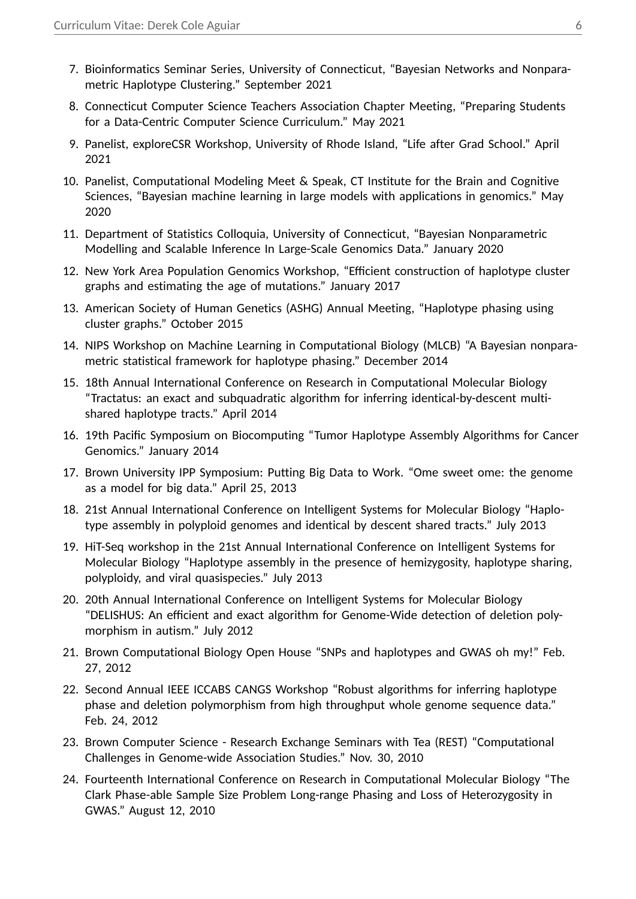7. Bioinformatics Seminar Series, University of Connecticut, “Bayesian Networks and Nonparametric Haplotype Clustering.” September 2021
8. Connecticut Computer Science Teachers Association Chapter Meeting, “Preparing Students for a Data-Centric Computer Science Curriculum.” May 2021
9. Panelist, exploreCSR Workshop, University of Rhode Island, “Life after Grad School.” April 2021
10. Panelist, Computational Modeling Meet & Speak, CT Institute for the Brain and Cognitive Sciences, “Bayesian machine learning in large models with applications in genomics.” May 2020
11. Department of Statistics Colloquia, University of Connecticut, “Bayesian Nonparametric Modelling and Scalable Inference In Large-Scale Genomics Data.” January 2020
12. New York Area Population Genomics Workshop, “Efficient construction of haplotype cluster graphs and estimating the age of mutations.” January 2017
13. American Society of Human Genetics (ASHG) Annual Meeting, “Haplotype phasing using cluster graphs.” October 2015
14. NIPS Workshop on Machine Learning in Computational Biology (MLCB) “A Bayesian nonparametric statistical framework for haplotype phasing.” December 2014
15. 18th Annual International Conference on Research in Computational Molecular Biology “Tractatus: an exact and subquadratic algorithm for inferring identical-by-descent multi-shared haplotype tracts.” April 2014
16. 19th Pacific Symposium on Biocomputing “Tumor Haplotype Assembly Algorithms for Cancer Genomics.” January 2014
17. Brown University IPP Symposium: Putting Big Data to Work. “Ome sweet ome: the genome as a model for big data.” April 25, 2013
18. 21st Annual International Conference on Intelligent Systems for Molecular Biology “Haplotype assembly in polyploid genomes and identical by descent shared tracts.” July 2013
19. HiT-Seq workshop in the 21st Annual International Conference on Intelligent Systems for Molecular Biology “Haplotype assembly in the presence of hemizygosity, haplotype sharing, polyploidy, and viral quasispecies.” July 2013
20. 20th Annual International Conference on Intelligent Systems for Molecular Biology “DELISHUS: An efficient and exact algorithm for Genome-Wide detection of deletion polymorphism in autism.” July 2012
21. Brown Computational Biology Open House “SNPs and haplotypes and GWAS oh my!” Feb. 27, 2012
22. Second Annual IEEE ICCABS CANGS Workshop “Robust algorithms for inferring haplotype phase and deletion polymorphism from high throughput whole genome sequence data.” Feb. 24, 2012
23. Brown Computer Science - Research Exchange Seminars with Tea (REST) “Computational Challenges in Genome-wide Association Studies.” Nov. 30, 2010
24. Fourteenth International Conference on Research in Computational Molecular Biology “The Clark Phase-able Sample Size Problem Long-range Phasing and Loss of Heterozygosity in GWAS.” August 12, 2010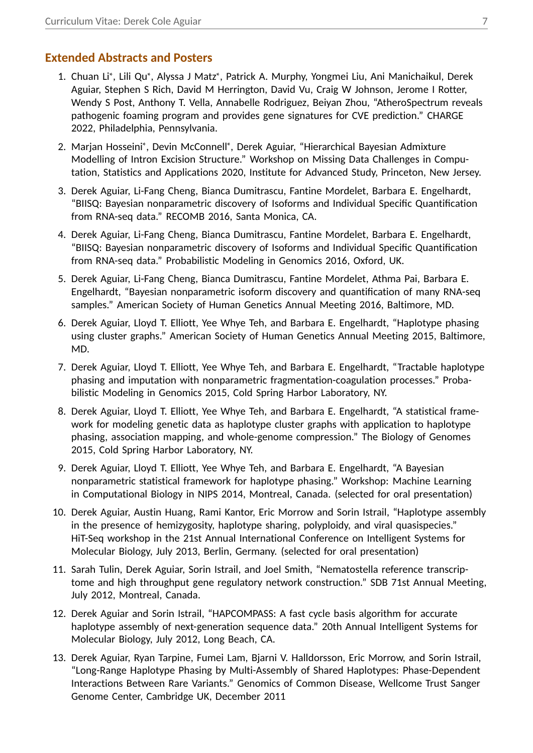## Extended Abstracts and Posters

1. Chuan Li*, Lili Qu*, Alyssa J Matz*, Patrick A. Murphy, Yongmei Liu, Ani Manichaikul, Derek Aguiar, Stephen S Rich, David M Herrington, David Vu, Craig W Johnson, Jerome I Rotter, Wendy S Post, Anthony T. Vella, Annabelle Rodriguez, Beiyan Zhou, "AtheroSpectrum reveals pathogenic foaming program and provides gene signatures for CVE prediction." CHARGE 2022, Philadelphia, Pennsylvania.

2. Marjan Hosseini*, Devin McConnell*, Derek Aguiar, "Hierarchical Bayesian Admixture Modelling of Intron Excision Structure." Workshop on Missing Data Challenges in Computation, Statistics and Applications 2020, Institute for Advanced Study, Princeton, New Jersey.

3. Derek Aguiar, Li-Fang Cheng, Bianca Dumitrascu, Fantine Mordelet, Barbara E. Engelhardt, "BIISQ: Bayesian nonparametric discovery of Isoforms and Individual Specific Quantification from RNA-seq data." RECOMB 2016, Santa Monica, CA.

4. Derek Aguiar, Li-Fang Cheng, Bianca Dumitrascu, Fantine Mordelet, Barbara E. Engelhardt, "BIISQ: Bayesian nonparametric discovery of Isoforms and Individual Specific Quantification from RNA-seq data." Probabilistic Modeling in Genomics 2016, Oxford, UK.

5. Derek Aguiar, Li-Fang Cheng, Bianca Dumitrascu, Fantine Mordelet, Athma Pai, Barbara E. Engelhardt, "Bayesian nonparametric isoform discovery and quantification of many RNA-seq samples." American Society of Human Genetics Annual Meeting 2016, Baltimore, MD.

6. Derek Aguiar, Lloyd T. Elliott, Yee Whye Teh, and Barbara E. Engelhardt, "Haplotype phasing using cluster graphs." American Society of Human Genetics Annual Meeting 2015, Baltimore, MD.

7. Derek Aguiar, Lloyd T. Elliott, Yee Whye Teh, and Barbara E. Engelhardt, "Tractable haplotype phasing and imputation with nonparametric fragmentation-coagulation processes." Probabilistic Modeling in Genomics 2015, Cold Spring Harbor Laboratory, NY.

8. Derek Aguiar, Lloyd T. Elliott, Yee Whye Teh, and Barbara E. Engelhardt, "A statistical framework for modeling genetic data as haplotype cluster graphs with application to haplotype phasing, association mapping, and whole-genome compression." The Biology of Genomes 2015, Cold Spring Harbor Laboratory, NY.

9. Derek Aguiar, Lloyd T. Elliott, Yee Whye Teh, and Barbara E. Engelhardt, "A Bayesian nonparametric statistical framework for haplotype phasing." Workshop: Machine Learning in Computational Biology in NIPS 2014, Montreal, Canada. (selected for oral presentation)

10. Derek Aguiar, Austin Huang, Rami Kantor, Eric Morrow and Sorin Istrail, "Haplotype assembly in the presence of hemizygosity, haplotype sharing, polyploidy, and viral quasispecies." HiT-Seq workshop in the 21st Annual International Conference on Intelligent Systems for Molecular Biology, July 2013, Berlin, Germany. (selected for oral presentation)

11. Sarah Tulin, Derek Aguiar, Sorin Istrail, and Joel Smith, "Nematostella reference transcriptome and high throughput gene regulatory network construction." SDB 71st Annual Meeting, July 2012, Montreal, Canada.

12. Derek Aguiar and Sorin Istrail, "HAPCOMPASS: A fast cycle basis algorithm for accurate haplotype assembly of next-generation sequence data." 20th Annual Intelligent Systems for Molecular Biology, July 2012, Long Beach, CA.

13. Derek Aguiar, Ryan Tarpine, Fumei Lam, Bjarni V. Halldorsson, Eric Morrow, and Sorin Istrail, "Long-Range Haplotype Phasing by Multi-Assembly of Shared Haplotypes: Phase-Dependent Interactions Between Rare Variants." Genomics of Common Disease, Wellcome Trust Sanger Genome Center, Cambridge UK, December 2011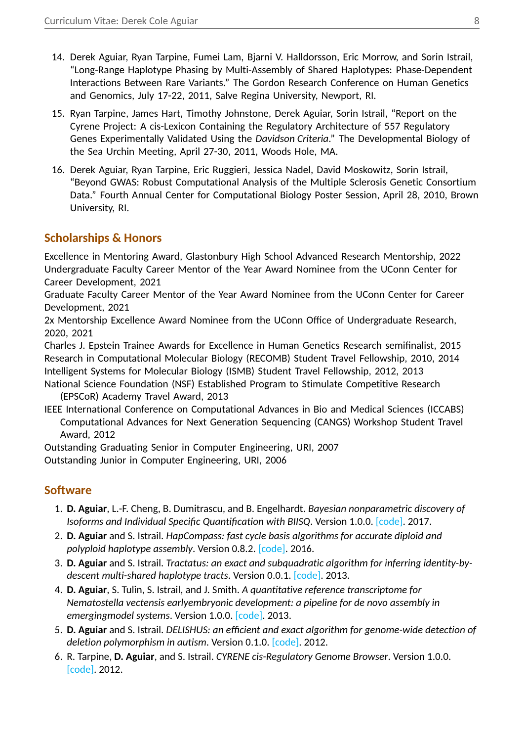14. Derek Aguiar, Ryan Tarpine, Fumei Lam, Bjarni V. Halldorsson, Eric Morrow, and Sorin Istrail, "Long-Range Haplotype Phasing by Multi-Assembly of Shared Haplotypes: Phase-Dependent Interactions Between Rare Variants." The Gordon Research Conference on Human Genetics and Genomics, July 17-22, 2011, Salve Regina University, Newport, RI.

15. Ryan Tarpine, James Hart, Timothy Johnstone, Derek Aguiar, Sorin Istrail, "Report on the Cyrene Project: A cis-Lexicon Containing the Regulatory Architecture of 557 Regulatory Genes Experimentally Validated Using the *Davidson Criteria*." The Developmental Biology of the Sea Urchin Meeting, April 27-30, 2011, Woods Hole, MA.

16. Derek Aguiar, Ryan Tarpine, Eric Ruggieri, Jessica Nadel, David Moskowitz, Sorin Istrail, "Beyond GWAS: Robust Computational Analysis of the Multiple Sclerosis Genetic Consortium Data." Fourth Annual Center for Computational Biology Poster Session, April 28, 2010, Brown University, RI.

## Scholarships & Honors

Excellence in Mentoring Award, Glastonbury High School Advanced Research Mentorship, 2022
Undergraduate Faculty Career Mentor of the Year Award Nominee from the UConn Center for Career Development, 2021
Graduate Faculty Career Mentor of the Year Award Nominee from the UConn Center for Career Development, 2021
2x Mentorship Excellence Award Nominee from the UConn Office of Undergraduate Research, 2020, 2021
Charles J. Epstein Trainee Awards for Excellence in Human Genetics Research semifinalist, 2015
Research in Computational Molecular Biology (RECOMB) Student Travel Fellowship, 2010, 2014
Intelligent Systems for Molecular Biology (ISMB) Student Travel Fellowship, 2012, 2013
National Science Foundation (NSF) Established Program to Stimulate Competitive Research (EPSCoR) Academy Travel Award, 2013
IEEE International Conference on Computational Advances in Bio and Medical Sciences (ICCABS) Computational Advances for Next Generation Sequencing (CANGS) Workshop Student Travel Award, 2012
Outstanding Graduating Senior in Computer Engineering, URI, 2007
Outstanding Junior in Computer Engineering, URI, 2006

## Software

1. **D. Aguiar**, L.-F. Cheng, B. Dumitrascu, and B. Engelhardt. *Bayesian nonparametric discovery of Isoforms and Individual Specific Quantification with BIISQ*. Version 1.0.0. [code]. 2017.
2. **D. Aguiar** and S. Istrail. *HapCompass: fast cycle basis algorithms for accurate diploid and polyploid haplotype assembly*. Version 0.8.2. [code]. 2016.
3. **D. Aguiar** and S. Istrail. *Tractatus: an exact and subquadratic algorithm for inferring identity-by-descent multi-shared haplotype tracts*. Version 0.0.1. [code]. 2013.
4. **D. Aguiar**, S. Tulin, S. Istrail, and J. Smith. *A quantitative reference transcriptome for Nematostella vectensis earlyembryonic development: a pipeline for de novo assembly in emergingmodel systems*. Version 1.0.0. [code]. 2013.
5. **D. Aguiar** and S. Istrail. *DELISHUS: an efficient and exact algorithm for genome-wide detection of deletion polymorphism in autism*. Version 0.1.0. [code]. 2012.
6. R. Tarpine, **D. Aguiar**, and S. Istrail. *CYRENE cis-Regulatory Genome Browser*. Version 1.0.0. [code]. 2012.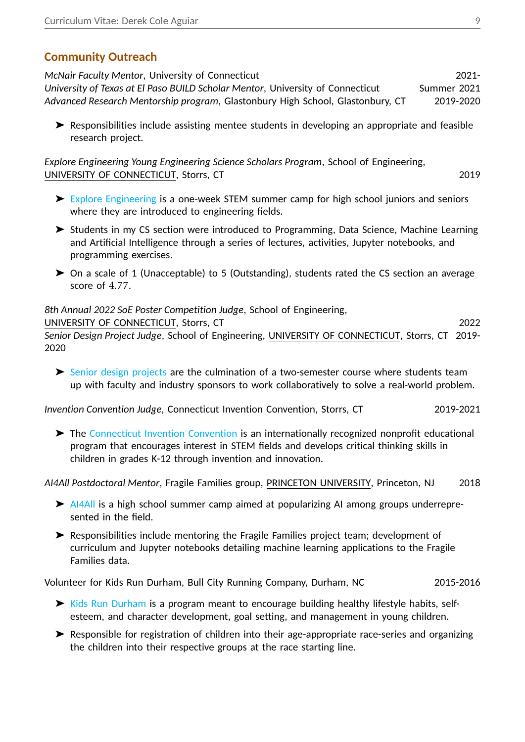## Community Outreach

*McNair Faculty Mentor*, University of Connecticut 2021-
*University of Texas at El Paso BUILD Scholar Mentor*, University of Connecticut Summer 2021
*Advanced Research Mentorship program*, Glastonbury High School, Glastonbury, CT 2019-2020

- Responsibilities include assisting mentee students in developing an appropriate and feasible research project.

*Explore Engineering Young Engineering Science Scholars Program*, School of Engineering, UNIVERSITY OF CONNECTICUT, Storrs, CT 2019

- Explore Engineering is a one-week STEM summer camp for high school juniors and seniors where they are introduced to engineering fields.
- Students in my CS section were introduced to Programming, Data Science, Machine Learning and Artificial Intelligence through a series of lectures, activities, Jupyter notebooks, and programming exercises.
- On a scale of 1 (Unacceptable) to 5 (Outstanding), students rated the CS section an average score of 4.77.

*8th Annual 2022 SoE Poster Competition Judge*, School of Engineering, UNIVERSITY OF CONNECTICUT, Storrs, CT 2022
*Senior Design Project Judge*, School of Engineering, UNIVERSITY OF CONNECTICUT, Storrs, CT 2019-2020

- Senior design projects are the culmination of a two-semester course where students team up with faculty and industry sponsors to work collaboratively to solve a real-world problem.

*Invention Convention Judge*, Connecticut Invention Convention, Storrs, CT 2019-2021

- The Connecticut Invention Convention is an internationally recognized nonprofit educational program that encourages interest in STEM fields and develops critical thinking skills in children in grades K-12 through invention and innovation.

*AI4All Postdoctoral Mentor*, Fragile Families group, PRINCETON UNIVERSITY, Princeton, NJ 2018

- AI4All is a high school summer camp aimed at popularizing AI among groups underrepresented in the field.
- Responsibilities include mentoring the Fragile Families project team; development of curriculum and Jupyter notebooks detailing machine learning applications to the Fragile Families data.

Volunteer for Kids Run Durham, Bull City Running Company, Durham, NC 2015-2016

- Kids Run Durham is a program meant to encourage building healthy lifestyle habits, self-esteem, and character development, goal setting, and management in young children.
- Responsible for registration of children into their age-appropriate race-series and organizing the children into their respective groups at the race starting line.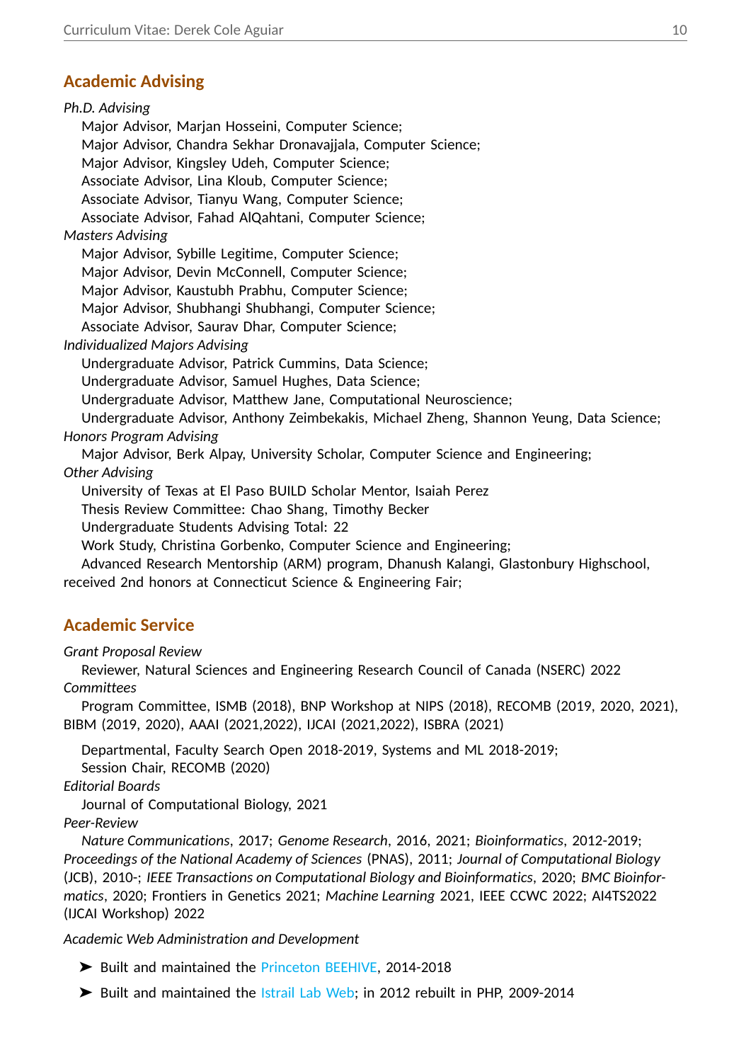## Academic Advising

*Ph.D. Advising*

Major Advisor, Marjan Hosseini, Computer Science;
Major Advisor, Chandra Sekhar Dronavajjala, Computer Science;
Major Advisor, Kingsley Udeh, Computer Science;
Associate Advisor, Lina Kloub, Computer Science;
Associate Advisor, Tianyu Wang, Computer Science;
Associate Advisor, Fahad AlQahtani, Computer Science;

*Masters Advising*

Major Advisor, Sybille Legitime, Computer Science;
Major Advisor, Devin McConnell, Computer Science;
Major Advisor, Kaustubh Prabhu, Computer Science;
Major Advisor, Shubhangi Shubhangi, Computer Science;
Associate Advisor, Saurav Dhar, Computer Science;

*Individualized Majors Advising*

Undergraduate Advisor, Patrick Cummins, Data Science;
Undergraduate Advisor, Samuel Hughes, Data Science;
Undergraduate Advisor, Matthew Jane, Computational Neuroscience;
Undergraduate Advisor, Anthony Zeimbekakis, Michael Zheng, Shannon Yeung, Data Science;

*Honors Program Advising*

Major Advisor, Berk Alpay, University Scholar, Computer Science and Engineering;

*Other Advising*

University of Texas at El Paso BUILD Scholar Mentor, Isaiah Perez
Thesis Review Committee: Chao Shang, Timothy Becker
Undergraduate Students Advising Total: 22
Work Study, Christina Gorbenko, Computer Science and Engineering;
Advanced Research Mentorship (ARM) program, Dhanush Kalangi, Glastonbury Highschool, received 2nd honors at Connecticut Science & Engineering Fair;

## Academic Service

*Grant Proposal Review*

Reviewer, Natural Sciences and Engineering Research Council of Canada (NSERC) 2022

*Committees*

Program Committee, ISMB (2018), BNP Workshop at NIPS (2018), RECOMB (2019, 2020, 2021), BIBM (2019, 2020), AAAI (2021,2022), IJCAI (2021,2022), ISBRA (2021)

Departmental, Faculty Search Open 2018-2019, Systems and ML 2018-2019;
Session Chair, RECOMB (2020)

*Editorial Boards*

Journal of Computational Biology, 2021

*Peer-Review*

*Nature Communications*, 2017; *Genome Research*, 2016, 2021; *Bioinformatics*, 2012-2019; *Proceedings of the National Academy of Sciences* (PNAS), 2011; *Journal of Computational Biology* (JCB), 2010-; *IEEE Transactions on Computational Biology and Bioinformatics*, 2020; *BMC Bioinformatics*, 2020; Frontiers in Genetics 2021; *Machine Learning* 2021, IEEE CCWC 2022; AI4TS2022 (IJCAI Workshop) 2022

*Academic Web Administration and Development*

- Built and maintained the Princeton BEEHIVE, 2014-2018
- Built and maintained the Istrail Lab Web; in 2012 rebuilt in PHP, 2009-2014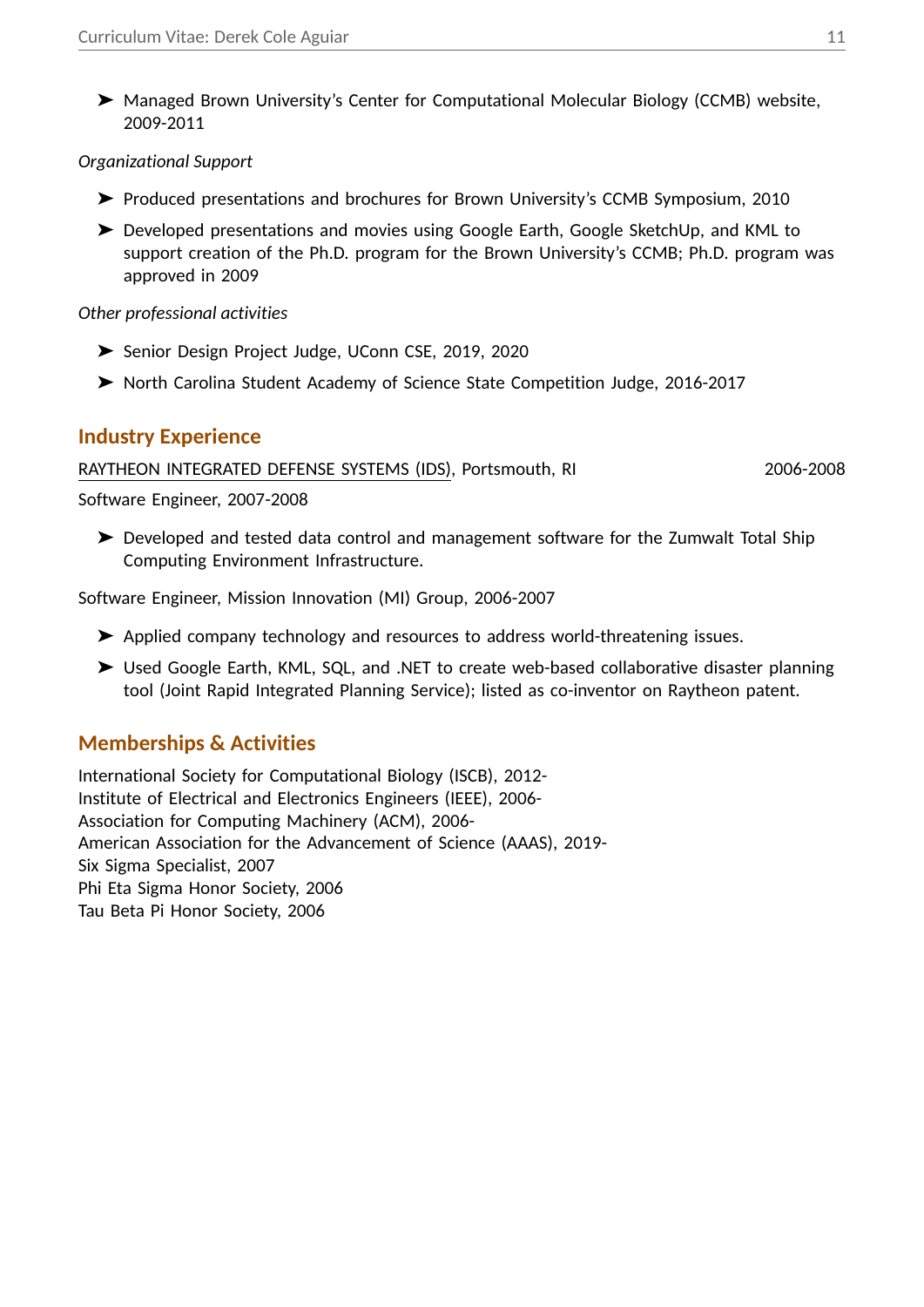- Managed Brown University's Center for Computational Molecular Biology (CCMB) website, 2009-2011

*Organizational Support*

- Produced presentations and brochures for Brown University's CCMB Symposium, 2010
- Developed presentations and movies using Google Earth, Google SketchUp, and KML to support creation of the Ph.D. program for the Brown University's CCMB; Ph.D. program was approved in 2009

*Other professional activities*

- Senior Design Project Judge, UConn CSE, 2019, 2020
- North Carolina Student Academy of Science State Competition Judge, 2016-2017

## Industry Experience

RAYTHEON INTEGRATED DEFENSE SYSTEMS (IDS), Portsmouth, RI 2006-2008

Software Engineer, 2007-2008

- Developed and tested data control and management software for the Zumwalt Total Ship Computing Environment Infrastructure.

Software Engineer, Mission Innovation (MI) Group, 2006-2007

- Applied company technology and resources to address world-threatening issues.
- Used Google Earth, KML, SQL, and .NET to create web-based collaborative disaster planning tool (Joint Rapid Integrated Planning Service); listed as co-inventor on Raytheon patent.

## Memberships & Activities

International Society for Computational Biology (ISCB), 2012-
Institute of Electrical and Electronics Engineers (IEEE), 2006-
Association for Computing Machinery (ACM), 2006-
American Association for the Advancement of Science (AAAS), 2019-
Six Sigma Specialist, 2007
Phi Eta Sigma Honor Society, 2006
Tau Beta Pi Honor Society, 2006